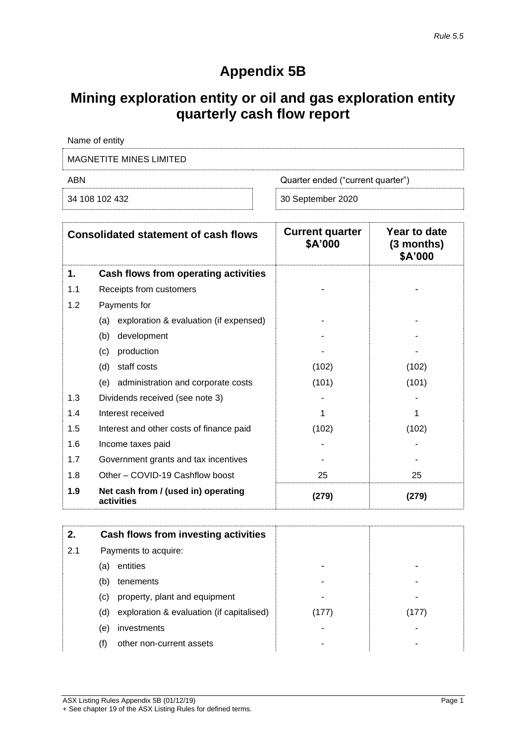*Rule 5.5*

# Appendix 5B

## Mining exploration entity or oil and gas exploration entity quarterly cash flow report

| Name of entity | |
|---|---|
| MAGNETITE MINES LIMITED | |
| **ABN** | **Quarter ended ("current quarter")** |
| 34 108 102 432 | 30 September 2020 |

| | Consolidated statement of cash flows | Current quarter $A'000 | Year to date (3 months) $A'000 |
|---|---|---|---|
| **1.** | **Cash flows from operating activities** | | |
| 1.1 | Receipts from customers | - | - |
| 1.2 | Payments for | | |
| | (a) exploration & evaluation (if expensed) | - | - |
| | (b) development | - | - |
| | (c) production | - | - |
| | (d) staff costs | (102) | (102) |
| | (e) administration and corporate costs | (101) | (101) |
| 1.3 | Dividends received (see note 3) | - | - |
| 1.4 | Interest received | 1 | 1 |
| 1.5 | Interest and other costs of finance paid | (102) | (102) |
| 1.6 | Income taxes paid | - | - |
| 1.7 | Government grants and tax incentives | - | - |
| 1.8 | Other – COVID-19 Cashflow boost | 25 | 25 |
| **1.9** | **Net cash from / (used in) operating activities** | **(279)** | **(279)** |

| | | | |
|---|---|---|---|
| **2.** | **Cash flows from investing activities** | | |
| 2.1 | Payments to acquire: | | |
| | (a) entities | - | - |
| | (b) tenements | - | - |
| | (c) property, plant and equipment | - | - |
| | (d) exploration & evaluation (if capitalised) | (177) | (177) |
| | (e) investments | - | - |
| | (f) other non-current assets | - | - |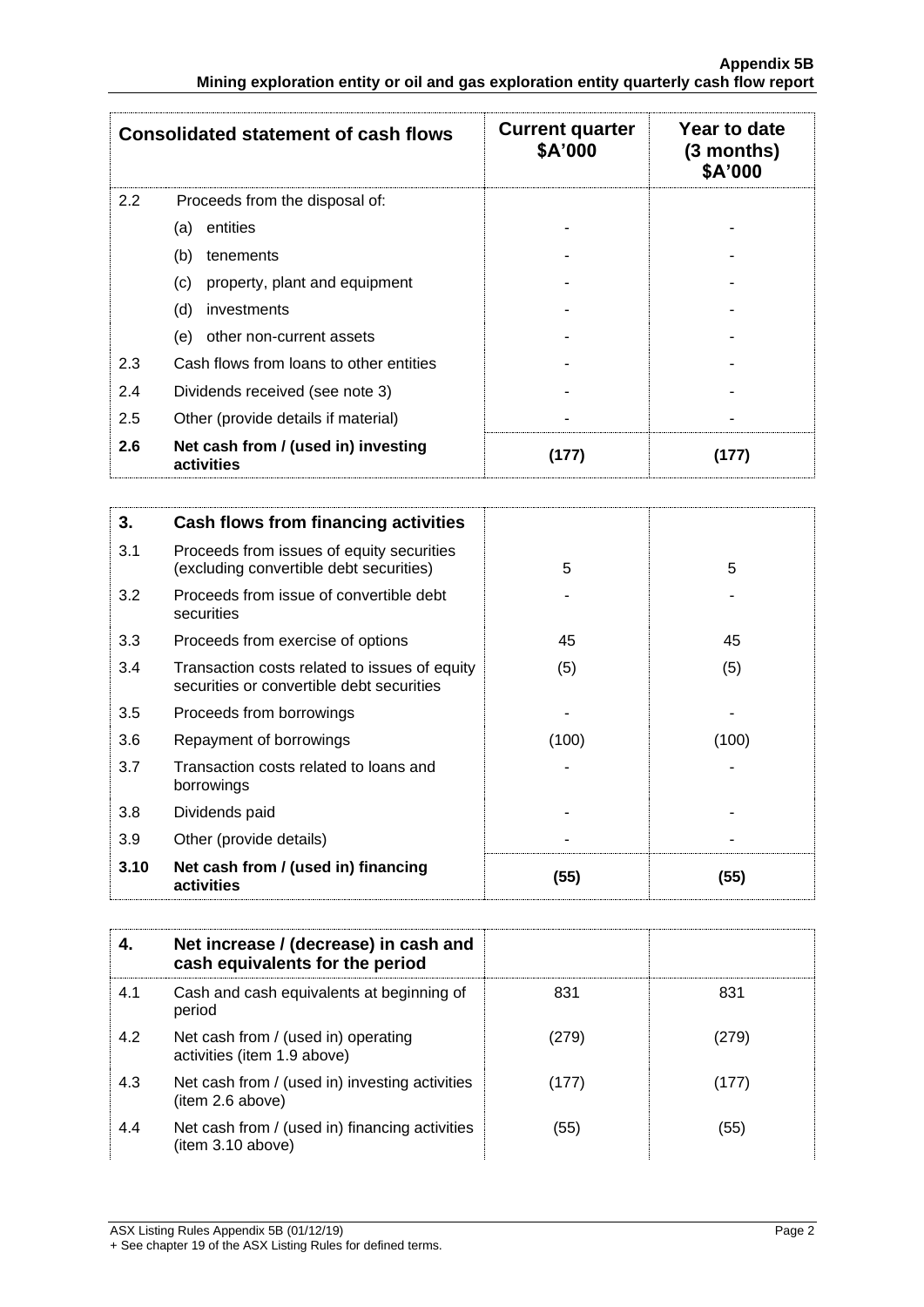| Consolidated statement of cash flows | | Current quarter \$A'000 | Year to date (3 months) \$A'000 |
|---|---|---|---|
| 2.2 | Proceeds from the disposal of: | | |
| | (a) entities | - | - |
| | (b) tenements | - | - |
| | (c) property, plant and equipment | - | - |
| | (d) investments | - | - |
| | (e) other non-current assets | - | - |
| 2.3 | Cash flows from loans to other entities | - | - |
| 2.4 | Dividends received (see note 3) | - | - |
| 2.5 | Other (provide details if material) | - | - |
| **2.6** | **Net cash from / (used in) investing activities** | **(177)** | **(177)** |

| **3.** | **Cash flows from financing activities** | | |
|---|---|---|---|
| 3.1 | Proceeds from issues of equity securities (excluding convertible debt securities) | 5 | 5 |
| 3.2 | Proceeds from issue of convertible debt securities | - | - |
| 3.3 | Proceeds from exercise of options | 45 | 45 |
| 3.4 | Transaction costs related to issues of equity securities or convertible debt securities | (5) | (5) |
| 3.5 | Proceeds from borrowings | - | - |
| 3.6 | Repayment of borrowings | (100) | (100) |
| 3.7 | Transaction costs related to loans and borrowings | - | - |
| 3.8 | Dividends paid | - | - |
| 3.9 | Other (provide details) | - | - |
| **3.10** | **Net cash from / (used in) financing activities** | **(55)** | **(55)** |

| **4.** | **Net increase / (decrease) in cash and cash equivalents for the period** | | |
|---|---|---|---|
| 4.1 | Cash and cash equivalents at beginning of period | 831 | 831 |
| 4.2 | Net cash from / (used in) operating activities (item 1.9 above) | (279) | (279) |
| 4.3 | Net cash from / (used in) investing activities (item 2.6 above) | (177) | (177) |
| 4.4 | Net cash from / (used in) financing activities (item 3.10 above) | (55) | (55) |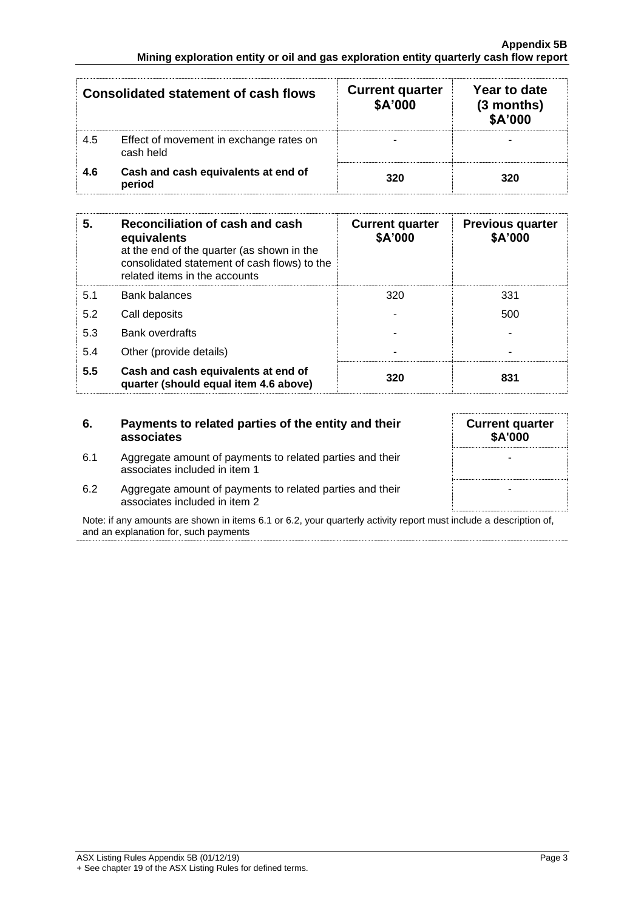| Consolidated statement of cash flows | | Current quarter \$A'000 | Year to date (3 months) \$A'000 |
|---|---|---|---|
| 4.5 | Effect of movement in exchange rates on cash held | - | - |
| **4.6** | **Cash and cash equivalents at end of period** | **320** | **320** |

| 5. | Reconciliation of cash and cash equivalents at the end of the quarter (as shown in the consolidated statement of cash flows) to the related items in the accounts | Current quarter \$A'000 | Previous quarter \$A'000 |
|---|---|---|---|
| 5.1 | Bank balances | 320 | 331 |
| 5.2 | Call deposits | - | 500 |
| 5.3 | Bank overdrafts | - | - |
| 5.4 | Other (provide details) | - | - |
| **5.5** | **Cash and cash equivalents at end of quarter (should equal item 4.6 above)** | **320** | **831** |

| 6. | Payments to related parties of the entity and their associates | Current quarter \$A'000 |
|---|---|---|
| 6.1 | Aggregate amount of payments to related parties and their associates included in item 1 | - |
| 6.2 | Aggregate amount of payments to related parties and their associates included in item 2 | - |

Note: if any amounts are shown in items 6.1 or 6.2, your quarterly activity report must include a description of, and an explanation for, such payments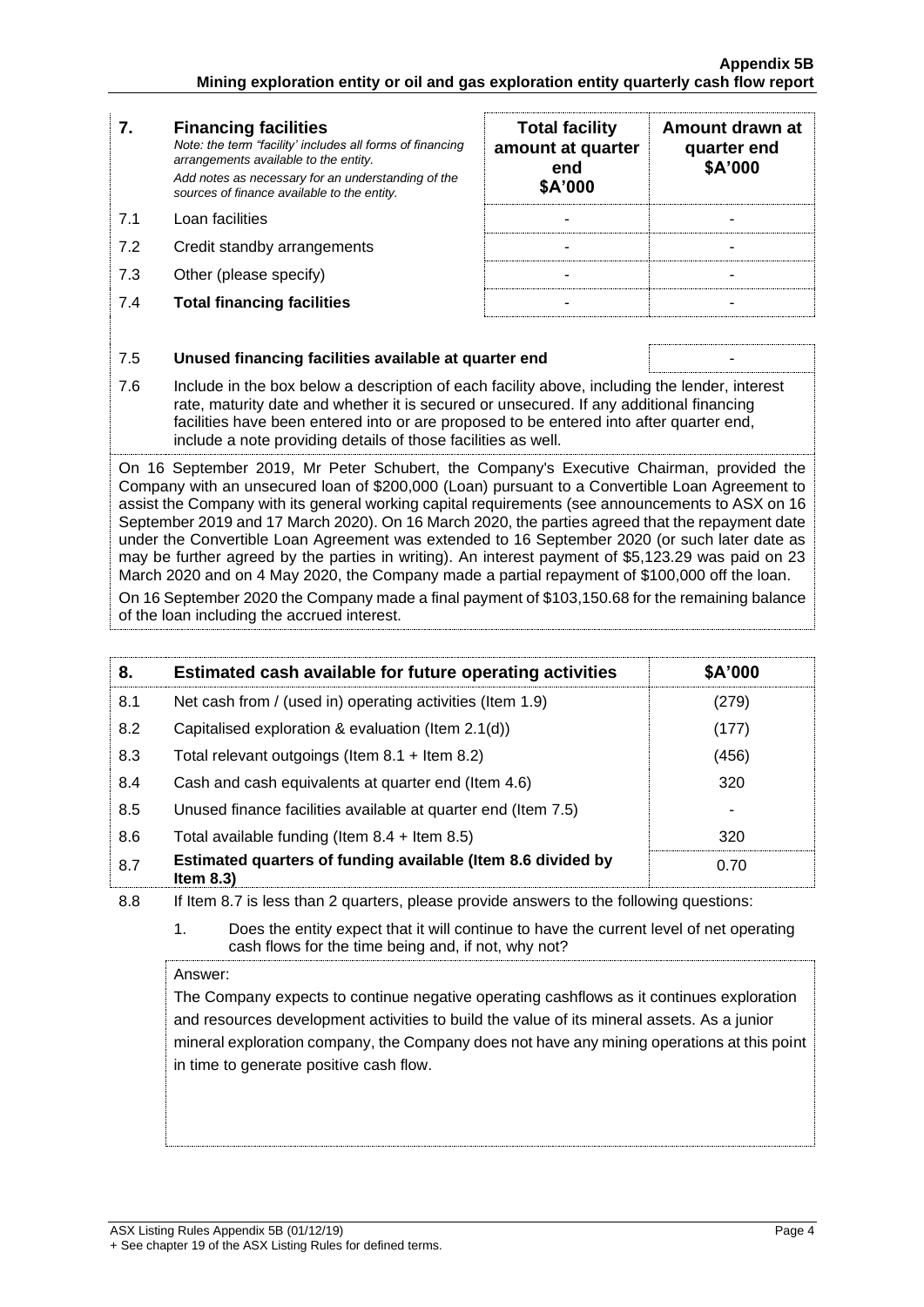| 7. | **Financing facilities**<br>*Note: the term "facility' includes all forms of financing arrangements available to the entity.*<br>*Add notes as necessary for an understanding of the sources of finance available to the entity.* | **Total facility amount at quarter end \$A'000** | **Amount drawn at quarter end \$A'000** |
|---|---|---|---|
| 7.1 | Loan facilities | - | - |
| 7.2 | Credit standby arrangements | - | - |
| 7.3 | Other (please specify) | - | - |
| 7.4 | **Total financing facilities** | - | - |

| | | |
|---|---|---|
| 7.5 | **Unused financing facilities available at quarter end** | - |

7.6 Include in the box below a description of each facility above, including the lender, interest rate, maturity date and whether it is secured or unsecured. If any additional financing facilities have been entered into or are proposed to be entered into after quarter end, include a note providing details of those facilities as well.

On 16 September 2019, Mr Peter Schubert, the Company's Executive Chairman, provided the Company with an unsecured loan of \$200,000 (Loan) pursuant to a Convertible Loan Agreement to assist the Company with its general working capital requirements (see announcements to ASX on 16 September 2019 and 17 March 2020). On 16 March 2020, the parties agreed that the repayment date under the Convertible Loan Agreement was extended to 16 September 2020 (or such later date as may be further agreed by the parties in writing). An interest payment of \$5,123.29 was paid on 23 March 2020 and on 4 May 2020, the Company made a partial repayment of \$100,000 off the loan.

On 16 September 2020 the Company made a final payment of \$103,150.68 for the remaining balance of the loan including the accrued interest.

| 8. | **Estimated cash available for future operating activities** | **\$A'000** |
|---|---|---|
| 8.1 | Net cash from / (used in) operating activities (Item 1.9) | (279) |
| 8.2 | Capitalised exploration & evaluation (Item 2.1(d)) | (177) |
| 8.3 | Total relevant outgoings (Item 8.1 + Item 8.2) | (456) |
| 8.4 | Cash and cash equivalents at quarter end (Item 4.6) | 320 |
| 8.5 | Unused finance facilities available at quarter end (Item 7.5) | - |
| 8.6 | Total available funding (Item 8.4 + Item 8.5) | 320 |
| 8.7 | **Estimated quarters of funding available (Item 8.6 divided by Item 8.3)** | 0.70 |

8.8 If Item 8.7 is less than 2 quarters, please provide answers to the following questions:

1. Does the entity expect that it will continue to have the current level of net operating cash flows for the time being and, if not, why not?

Answer:

The Company expects to continue negative operating cashflows as it continues exploration and resources development activities to build the value of its mineral assets. As a junior mineral exploration company, the Company does not have any mining operations at this point in time to generate positive cash flow.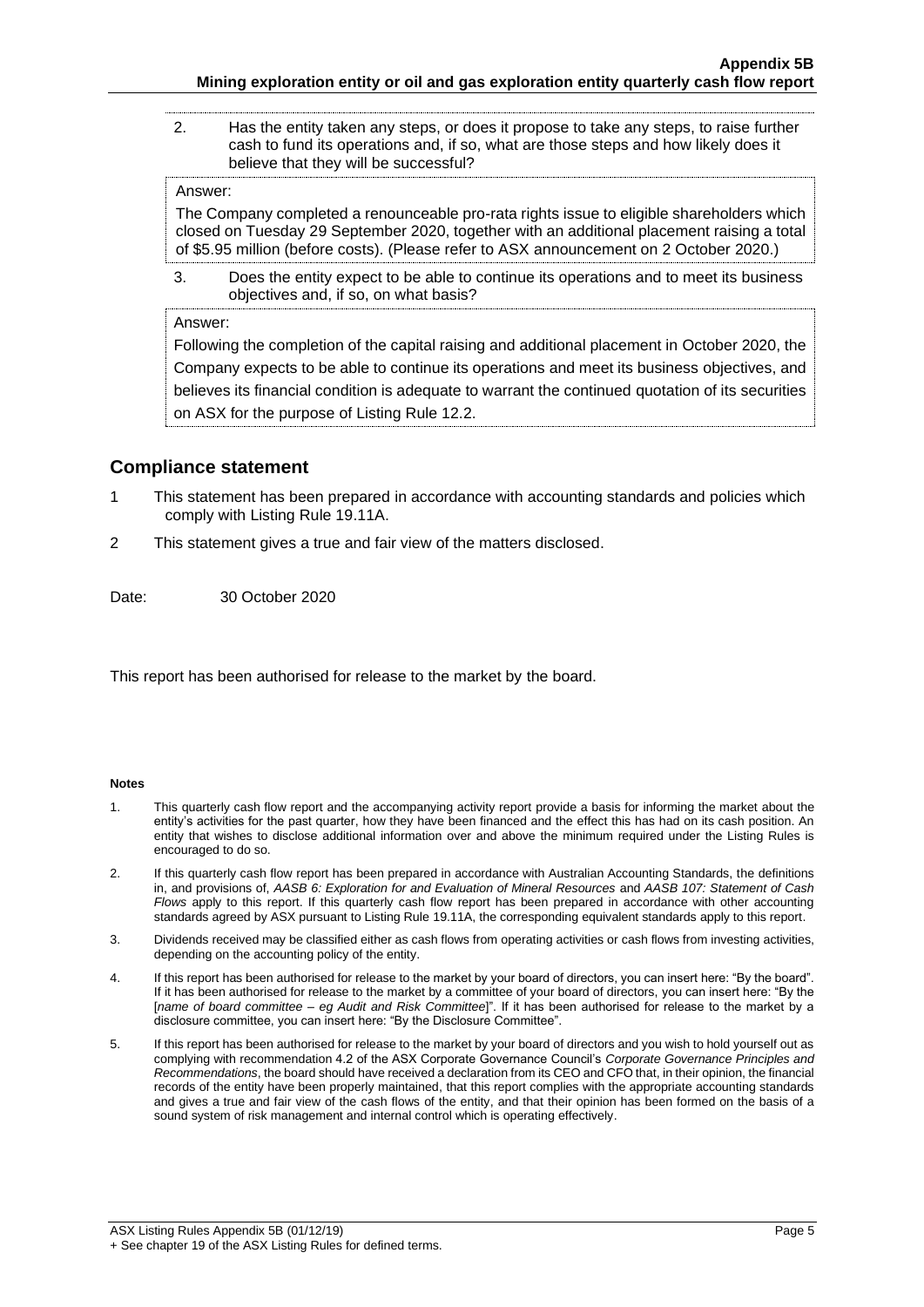2. Has the entity taken any steps, or does it propose to take any steps, to raise further cash to fund its operations and, if so, what are those steps and how likely does it believe that they will be successful?

Answer:

The Company completed a renounceable pro-rata rights issue to eligible shareholders which closed on Tuesday 29 September 2020, together with an additional placement raising a total of $5.95 million (before costs). (Please refer to ASX announcement on 2 October 2020.)

3. Does the entity expect to be able to continue its operations and to meet its business objectives and, if so, on what basis?

Answer:

Following the completion of the capital raising and additional placement in October 2020, the Company expects to be able to continue its operations and meet its business objectives, and believes its financial condition is adequate to warrant the continued quotation of its securities on ASX for the purpose of Listing Rule 12.2.

## Compliance statement

1. This statement has been prepared in accordance with accounting standards and policies which comply with Listing Rule 19.11A.
2. This statement gives a true and fair view of the matters disclosed.

Date: 30 October 2020

This report has been authorised for release to the market by the board.

**Notes**

1. This quarterly cash flow report and the accompanying activity report provide a basis for informing the market about the entity's activities for the past quarter, how they have been financed and the effect this has had on its cash position. An entity that wishes to disclose additional information over and above the minimum required under the Listing Rules is encouraged to do so.
2. If this quarterly cash flow report has been prepared in accordance with Australian Accounting Standards, the definitions in, and provisions of, *AASB 6: Exploration for and Evaluation of Mineral Resources* and *AASB 107: Statement of Cash Flows* apply to this report. If this quarterly cash flow report has been prepared in accordance with other accounting standards agreed by ASX pursuant to Listing Rule 19.11A, the corresponding equivalent standards apply to this report.
3. Dividends received may be classified either as cash flows from operating activities or cash flows from investing activities, depending on the accounting policy of the entity.
4. If this report has been authorised for release to the market by your board of directors, you can insert here: "By the board". If it has been authorised for release to the market by a committee of your board of directors, you can insert here: "By the [*name of board committee – eg Audit and Risk Committee*]". If it has been authorised for release to the market by a disclosure committee, you can insert here: "By the Disclosure Committee".
5. If this report has been authorised for release to the market by your board of directors and you wish to hold yourself out as complying with recommendation 4.2 of the ASX Corporate Governance Council's *Corporate Governance Principles and Recommendations*, the board should have received a declaration from its CEO and CFO that, in their opinion, the financial records of the entity have been properly maintained, that this report complies with the appropriate accounting standards and gives a true and fair view of the cash flows of the entity, and that their opinion has been formed on the basis of a sound system of risk management and internal control which is operating effectively.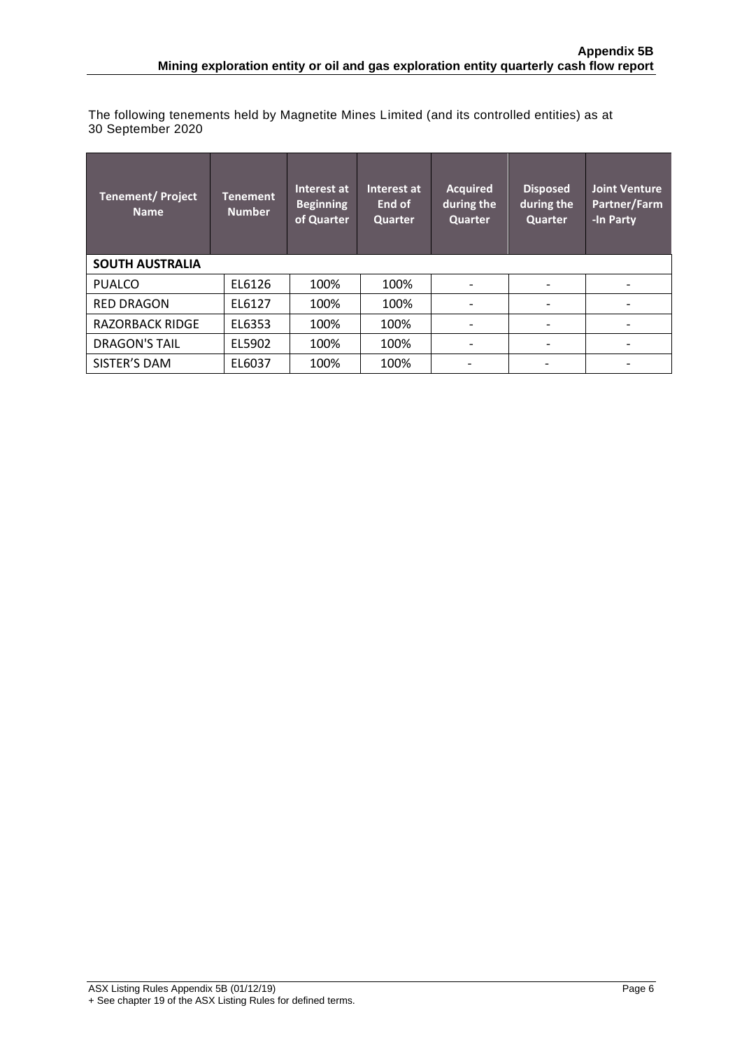The following tenements held by Magnetite Mines Limited (and its controlled entities) as at 30 September 2020

| Tenement/ Project Name | Tenement Number | Interest at Beginning of Quarter | Interest at End of Quarter | Acquired during the Quarter | Disposed during the Quarter | Joint Venture Partner/Farm -In Party |
|---|---|---|---|---|---|---|
| **SOUTH AUSTRALIA** | | | | | | |
| PUALCO | EL6126 | 100% | 100% | - | - | - |
| RED DRAGON | EL6127 | 100% | 100% | - | - | - |
| RAZORBACK RIDGE | EL6353 | 100% | 100% | - | - | - |
| DRAGON'S TAIL | EL5902 | 100% | 100% | - | - | - |
| SISTER'S DAM | EL6037 | 100% | 100% | - | - | - |

+ See chapter 19 of the ASX Listing Rules for defined terms.